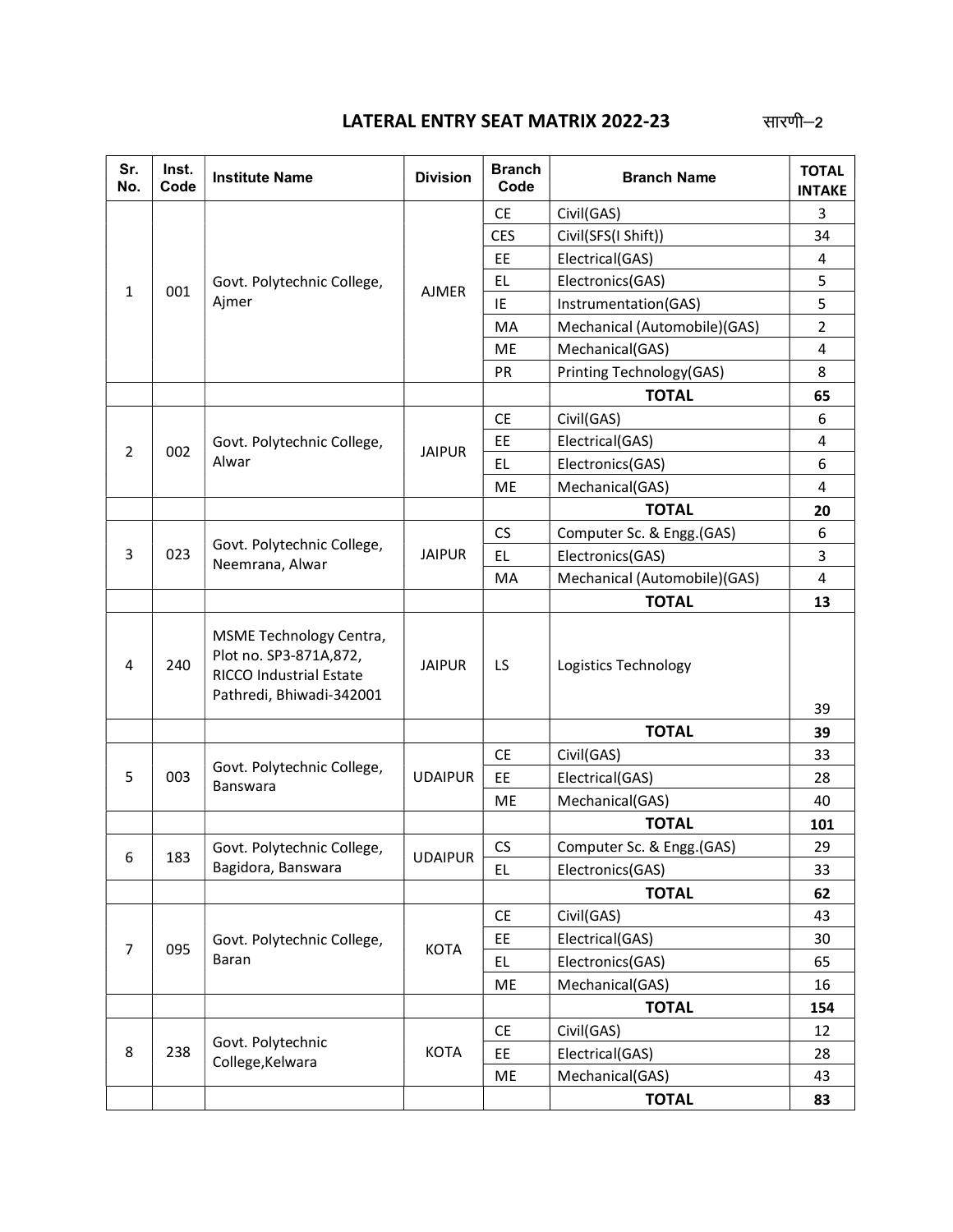# LATERAL ENTRY SEAT MATRIX 2022-23

सारणी–2

| Sr. No. | Inst. Code | Institute Name | Division | Branch Code | Branch Name | TOTAL INTAKE |
|---|---|---|---|---|---|---|
| 1 | 001 | Govt. Polytechnic College, Ajmer | AJMER | CE | Civil(GAS) | 3 |
| | | | | CES | Civil(SFS(I Shift)) | 34 |
| | | | | EE | Electrical(GAS) | 4 |
| | | | | EL | Electronics(GAS) | 5 |
| | | | | IE | Instrumentation(GAS) | 5 |
| | | | | MA | Mechanical (Automobile)(GAS) | 2 |
| | | | | ME | Mechanical(GAS) | 4 |
| | | | | PR | Printing Technology(GAS) | 8 |
| | | | | | **TOTAL** | **65** |
| 2 | 002 | Govt. Polytechnic College, Alwar | JAIPUR | CE | Civil(GAS) | 6 |
| | | | | EE | Electrical(GAS) | 4 |
| | | | | EL | Electronics(GAS) | 6 |
| | | | | ME | Mechanical(GAS) | 4 |
| | | | | | **TOTAL** | **20** |
| 3 | 023 | Govt. Polytechnic College, Neemrana, Alwar | JAIPUR | CS | Computer Sc. & Engg.(GAS) | 6 |
| | | | | EL | Electronics(GAS) | 3 |
| | | | | MA | Mechanical (Automobile)(GAS) | 4 |
| | | | | | **TOTAL** | **13** |
| 4 | 240 | MSME Technology Centra, Plot no. SP3-871A,872, RICCO Industrial Estate Pathredi, Bhiwadi-342001 | JAIPUR | LS | Logistics Technology | 39 |
| | | | | | **TOTAL** | **39** |
| 5 | 003 | Govt. Polytechnic College, Banswara | UDAIPUR | CE | Civil(GAS) | 33 |
| | | | | EE | Electrical(GAS) | 28 |
| | | | | ME | Mechanical(GAS) | 40 |
| | | | | | **TOTAL** | **101** |
| 6 | 183 | Govt. Polytechnic College, Bagidora, Banswara | UDAIPUR | CS | Computer Sc. & Engg.(GAS) | 29 |
| | | | | EL | Electronics(GAS) | 33 |
| | | | | | **TOTAL** | **62** |
| 7 | 095 | Govt. Polytechnic College, Baran | KOTA | CE | Civil(GAS) | 43 |
| | | | | EE | Electrical(GAS) | 30 |
| | | | | EL | Electronics(GAS) | 65 |
| | | | | ME | Mechanical(GAS) | 16 |
| | | | | | **TOTAL** | **154** |
| 8 | 238 | Govt. Polytechnic College,Kelwara | KOTA | CE | Civil(GAS) | 12 |
| | | | | EE | Electrical(GAS) | 28 |
| | | | | ME | Mechanical(GAS) | 43 |
| | | | | | **TOTAL** | **83** |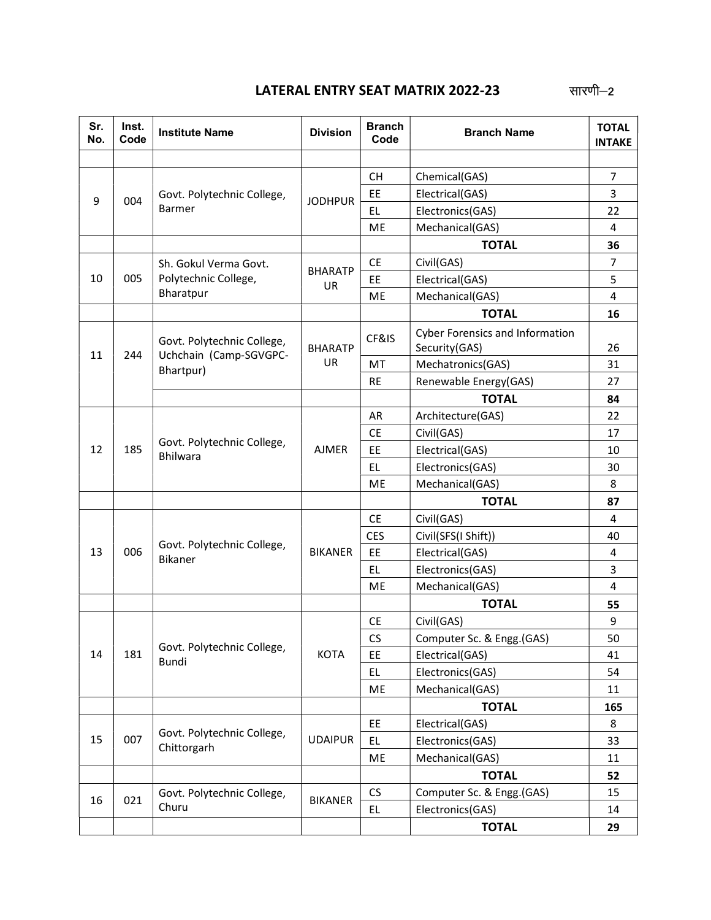## LATERAL ENTRY SEAT MATRIX 2022-23

सारणी–2

| Sr. No. | Inst. Code | Institute Name | Division | Branch Code | Branch Name | TOTAL INTAKE |
|---|---|---|---|---|---|---|
| | | | | | | |
| 9 | 004 | Govt. Polytechnic College, Barmer | JODHPUR | CH | Chemical(GAS) | 7 |
| | | | | EE | Electrical(GAS) | 3 |
| | | | | EL | Electronics(GAS) | 22 |
| | | | | ME | Mechanical(GAS) | 4 |
| | | | | | **TOTAL** | **36** |
| 10 | 005 | Sh. Gokul Verma Govt. Polytechnic College, Bharatpur | BHARATPUR | CE | Civil(GAS) | 7 |
| | | | | EE | Electrical(GAS) | 5 |
| | | | | ME | Mechanical(GAS) | 4 |
| | | | | | **TOTAL** | **16** |
| 11 | 244 | Govt. Polytechnic College, Uchchain (Camp-SGVGPC-Bhartpur) | BHARATPUR | CF&IS | Cyber Forensics and Information Security(GAS) | 26 |
| | | | | MT | Mechatronics(GAS) | 31 |
| | | | | RE | Renewable Energy(GAS) | 27 |
| | | | | | **TOTAL** | **84** |
| 12 | 185 | Govt. Polytechnic College, Bhilwara | AJMER | AR | Architecture(GAS) | 22 |
| | | | | CE | Civil(GAS) | 17 |
| | | | | EE | Electrical(GAS) | 10 |
| | | | | EL | Electronics(GAS) | 30 |
| | | | | ME | Mechanical(GAS) | 8 |
| | | | | | **TOTAL** | **87** |
| 13 | 006 | Govt. Polytechnic College, Bikaner | BIKANER | CE | Civil(GAS) | 4 |
| | | | | CES | Civil(SFS(I Shift)) | 40 |
| | | | | EE | Electrical(GAS) | 4 |
| | | | | EL | Electronics(GAS) | 3 |
| | | | | ME | Mechanical(GAS) | 4 |
| | | | | | **TOTAL** | **55** |
| 14 | 181 | Govt. Polytechnic College, Bundi | KOTA | CE | Civil(GAS) | 9 |
| | | | | CS | Computer Sc. & Engg.(GAS) | 50 |
| | | | | EE | Electrical(GAS) | 41 |
| | | | | EL | Electronics(GAS) | 54 |
| | | | | ME | Mechanical(GAS) | 11 |
| | | | | | **TOTAL** | **165** |
| 15 | 007 | Govt. Polytechnic College, Chittorgarh | UDAIPUR | EE | Electrical(GAS) | 8 |
| | | | | EL | Electronics(GAS) | 33 |
| | | | | ME | Mechanical(GAS) | 11 |
| | | | | | **TOTAL** | **52** |
| 16 | 021 | Govt. Polytechnic College, Churu | BIKANER | CS | Computer Sc. & Engg.(GAS) | 15 |
| | | | | EL | Electronics(GAS) | 14 |
| | | | | | **TOTAL** | **29** |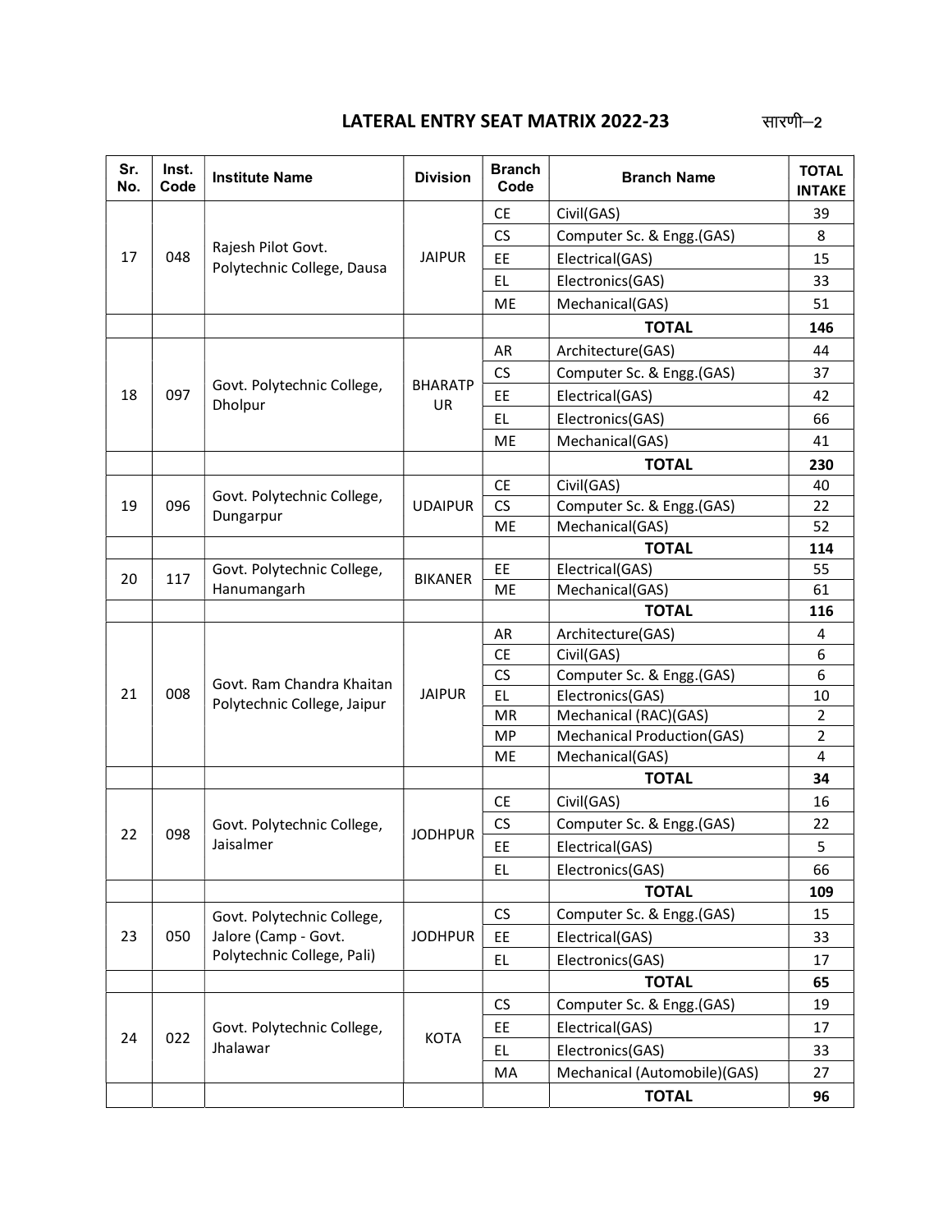## LATERAL ENTRY SEAT MATRIX 2022-23

सारणी–2

| Sr. No. | Inst. Code | Institute Name | Division | Branch Code | Branch Name | TOTAL INTAKE |
|---|---|---|---|---|---|---|
| 17 | 048 | Rajesh Pilot Govt. Polytechnic College, Dausa | JAIPUR | CE | Civil(GAS) | 39 |
| | | | | CS | Computer Sc. & Engg.(GAS) | 8 |
| | | | | EE | Electrical(GAS) | 15 |
| | | | | EL | Electronics(GAS) | 33 |
| | | | | ME | Mechanical(GAS) | 51 |
| | | | | | **TOTAL** | **146** |
| 18 | 097 | Govt. Polytechnic College, Dholpur | BHARATPUR | AR | Architecture(GAS) | 44 |
| | | | | CS | Computer Sc. & Engg.(GAS) | 37 |
| | | | | EE | Electrical(GAS) | 42 |
| | | | | EL | Electronics(GAS) | 66 |
| | | | | ME | Mechanical(GAS) | 41 |
| | | | | | **TOTAL** | **230** |
| 19 | 096 | Govt. Polytechnic College, Dungarpur | UDAIPUR | CE | Civil(GAS) | 40 |
| | | | | CS | Computer Sc. & Engg.(GAS) | 22 |
| | | | | ME | Mechanical(GAS) | 52 |
| | | | | | **TOTAL** | **114** |
| 20 | 117 | Govt. Polytechnic College, Hanumangarh | BIKANER | EE | Electrical(GAS) | 55 |
| | | | | ME | Mechanical(GAS) | 61 |
| | | | | | **TOTAL** | **116** |
| 21 | 008 | Govt. Ram Chandra Khaitan Polytechnic College, Jaipur | JAIPUR | AR | Architecture(GAS) | 4 |
| | | | | CE | Civil(GAS) | 6 |
| | | | | CS | Computer Sc. & Engg.(GAS) | 6 |
| | | | | EL | Electronics(GAS) | 10 |
| | | | | MR | Mechanical (RAC)(GAS) | 2 |
| | | | | MP | Mechanical Production(GAS) | 2 |
| | | | | ME | Mechanical(GAS) | 4 |
| | | | | | **TOTAL** | **34** |
| 22 | 098 | Govt. Polytechnic College, Jaisalmer | JODHPUR | CE | Civil(GAS) | 16 |
| | | | | CS | Computer Sc. & Engg.(GAS) | 22 |
| | | | | EE | Electrical(GAS) | 5 |
| | | | | EL | Electronics(GAS) | 66 |
| | | | | | **TOTAL** | **109** |
| 23 | 050 | Govt. Polytechnic College, Jalore (Camp - Govt. Polytechnic College, Pali) | JODHPUR | CS | Computer Sc. & Engg.(GAS) | 15 |
| | | | | EE | Electrical(GAS) | 33 |
| | | | | EL | Electronics(GAS) | 17 |
| | | | | | **TOTAL** | **65** |
| 24 | 022 | Govt. Polytechnic College, Jhalawar | KOTA | CS | Computer Sc. & Engg.(GAS) | 19 |
| | | | | EE | Electrical(GAS) | 17 |
| | | | | EL | Electronics(GAS) | 33 |
| | | | | MA | Mechanical (Automobile)(GAS) | 27 |
| | | | | | **TOTAL** | **96** |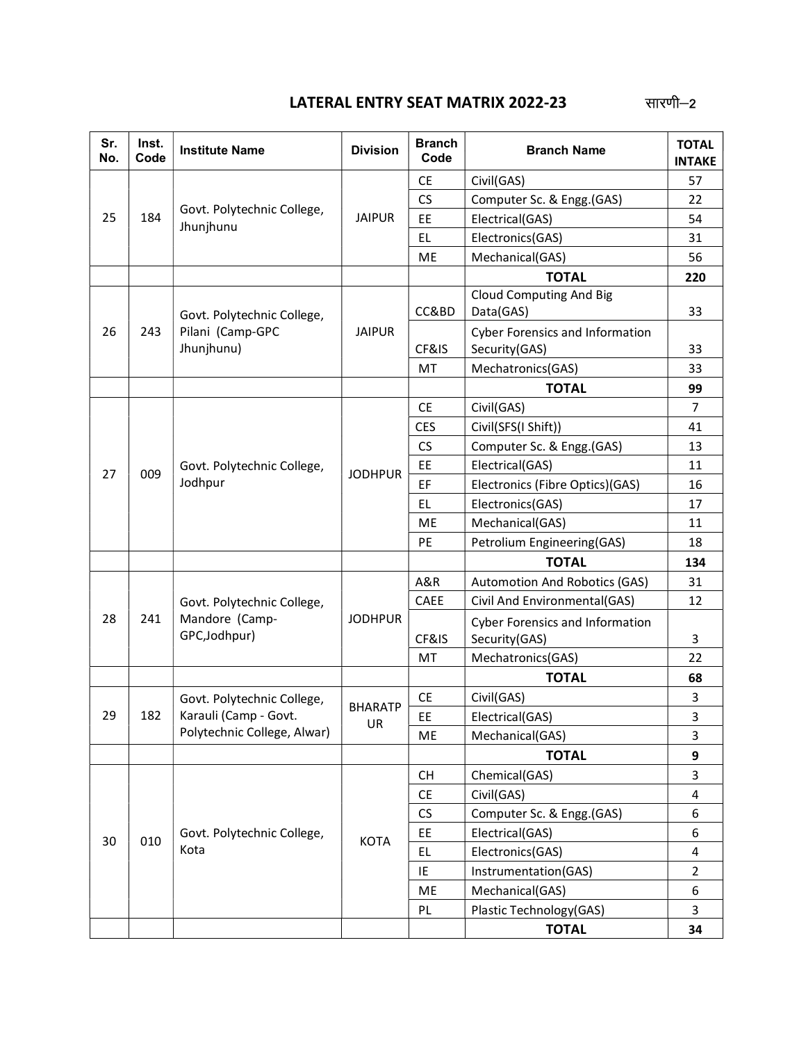## LATERAL ENTRY SEAT MATRIX 2022-23

सारणी–2

| Sr. No. | Inst. Code | Institute Name | Division | Branch Code | Branch Name | TOTAL INTAKE |
|---|---|---|---|---|---|---|
| 25 | 184 | Govt. Polytechnic College, Jhunjhunu | JAIPUR | CE | Civil(GAS) | 57 |
| | | | | CS | Computer Sc. & Engg.(GAS) | 22 |
| | | | | EE | Electrical(GAS) | 54 |
| | | | | EL | Electronics(GAS) | 31 |
| | | | | ME | Mechanical(GAS) | 56 |
| | | | | | **TOTAL** | **220** |
| 26 | 243 | Govt. Polytechnic College, Pilani (Camp-GPC Jhunjhunu) | JAIPUR | CC&BD | Cloud Computing And Big Data(GAS) | 33 |
| | | | | CF&IS | Cyber Forensics and Information Security(GAS) | 33 |
| | | | | MT | Mechatronics(GAS) | 33 |
| | | | | | **TOTAL** | **99** |
| 27 | 009 | Govt. Polytechnic College, Jodhpur | JODHPUR | CE | Civil(GAS) | 7 |
| | | | | CES | Civil(SFS(I Shift)) | 41 |
| | | | | CS | Computer Sc. & Engg.(GAS) | 13 |
| | | | | EE | Electrical(GAS) | 11 |
| | | | | EF | Electronics (Fibre Optics)(GAS) | 16 |
| | | | | EL | Electronics(GAS) | 17 |
| | | | | ME | Mechanical(GAS) | 11 |
| | | | | PE | Petrolium Engineering(GAS) | 18 |
| | | | | | **TOTAL** | **134** |
| 28 | 241 | Govt. Polytechnic College, Mandore (Camp-GPC,Jodhpur) | JODHPUR | A&R | Automotion And Robotics (GAS) | 31 |
| | | | | CAEE | Civil And Environmental(GAS) | 12 |
| | | | | CF&IS | Cyber Forensics and Information Security(GAS) | 3 |
| | | | | MT | Mechatronics(GAS) | 22 |
| | | | | | **TOTAL** | **68** |
| 29 | 182 | Govt. Polytechnic College, Karauli (Camp - Govt. Polytechnic College, Alwar) | BHARATPUR | CE | Civil(GAS) | 3 |
| | | | | EE | Electrical(GAS) | 3 |
| | | | | ME | Mechanical(GAS) | 3 |
| | | | | | **TOTAL** | **9** |
| 30 | 010 | Govt. Polytechnic College, Kota | KOTA | CH | Chemical(GAS) | 3 |
| | | | | CE | Civil(GAS) | 4 |
| | | | | CS | Computer Sc. & Engg.(GAS) | 6 |
| | | | | EE | Electrical(GAS) | 6 |
| | | | | EL | Electronics(GAS) | 4 |
| | | | | IE | Instrumentation(GAS) | 2 |
| | | | | ME | Mechanical(GAS) | 6 |
| | | | | PL | Plastic Technology(GAS) | 3 |
| | | | | | **TOTAL** | **34** |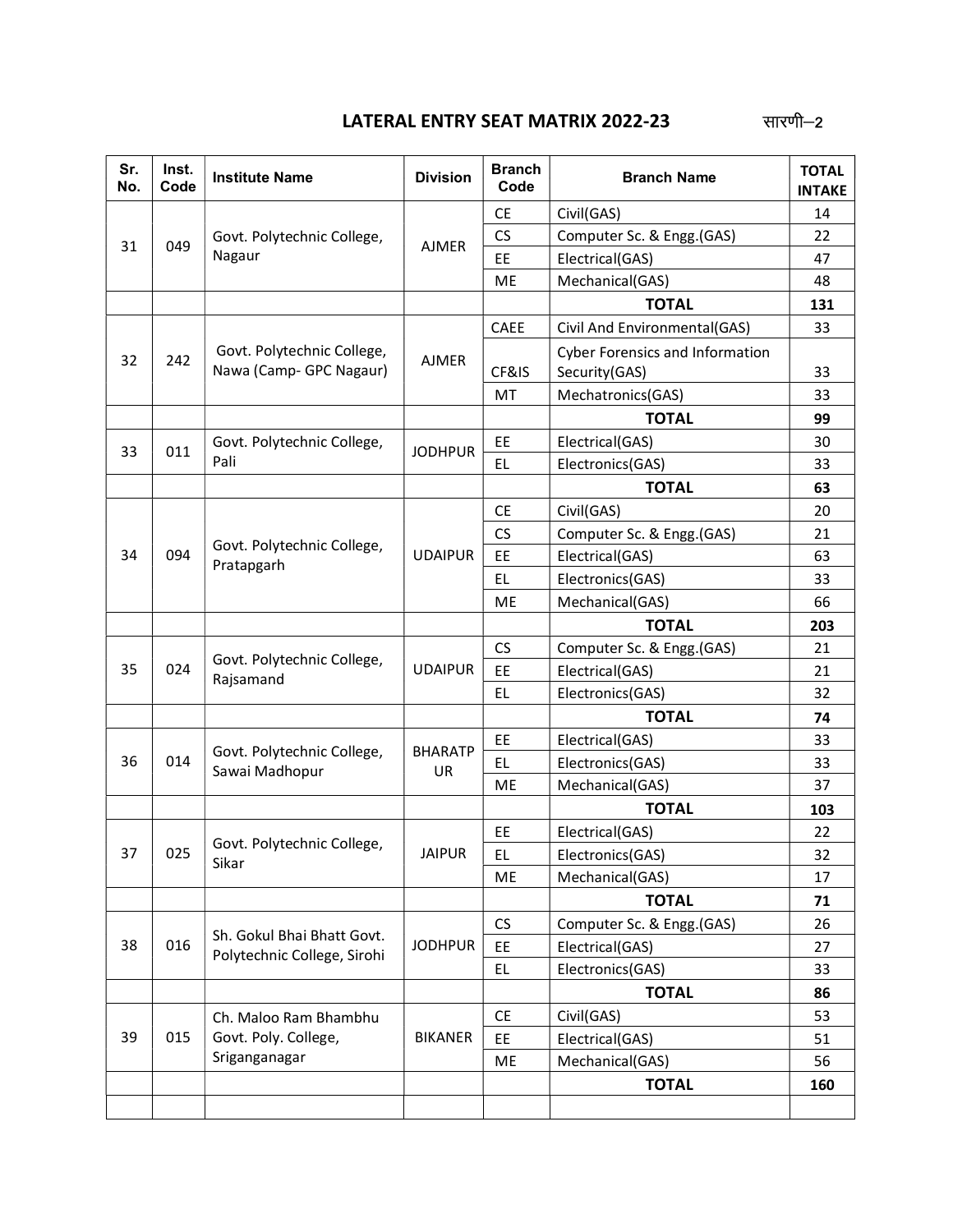# LATERAL ENTRY SEAT MATRIX 2022-23

सारणी–2

| Sr. No. | Inst. Code | Institute Name | Division | Branch Code | Branch Name | TOTAL INTAKE |
|---|---|---|---|---|---|---|
| 31 | 049 | Govt. Polytechnic College, Nagaur | AJMER | CE | Civil(GAS) | 14 |
| | | | | CS | Computer Sc. & Engg.(GAS) | 22 |
| | | | | EE | Electrical(GAS) | 47 |
| | | | | ME | Mechanical(GAS) | 48 |
| | | | | | **TOTAL** | **131** |
| 32 | 242 | Govt. Polytechnic College, Nawa (Camp- GPC Nagaur) | AJMER | CAEE | Civil And Environmental(GAS) | 33 |
| | | | | CF&IS | Cyber Forensics and Information Security(GAS) | 33 |
| | | | | MT | Mechatronics(GAS) | 33 |
| | | | | | **TOTAL** | **99** |
| 33 | 011 | Govt. Polytechnic College, Pali | JODHPUR | EE | Electrical(GAS) | 30 |
| | | | | EL | Electronics(GAS) | 33 |
| | | | | | **TOTAL** | **63** |
| 34 | 094 | Govt. Polytechnic College, Pratapgarh | UDAIPUR | CE | Civil(GAS) | 20 |
| | | | | CS | Computer Sc. & Engg.(GAS) | 21 |
| | | | | EE | Electrical(GAS) | 63 |
| | | | | EL | Electronics(GAS) | 33 |
| | | | | ME | Mechanical(GAS) | 66 |
| | | | | | **TOTAL** | **203** |
| 35 | 024 | Govt. Polytechnic College, Rajsamand | UDAIPUR | CS | Computer Sc. & Engg.(GAS) | 21 |
| | | | | EE | Electrical(GAS) | 21 |
| | | | | EL | Electronics(GAS) | 32 |
| | | | | | **TOTAL** | **74** |
| 36 | 014 | Govt. Polytechnic College, Sawai Madhopur | BHARATPUR | EE | Electrical(GAS) | 33 |
| | | | | EL | Electronics(GAS) | 33 |
| | | | | ME | Mechanical(GAS) | 37 |
| | | | | | **TOTAL** | **103** |
| 37 | 025 | Govt. Polytechnic College, Sikar | JAIPUR | EE | Electrical(GAS) | 22 |
| | | | | EL | Electronics(GAS) | 32 |
| | | | | ME | Mechanical(GAS) | 17 |
| | | | | | **TOTAL** | **71** |
| 38 | 016 | Sh. Gokul Bhai Bhatt Govt. Polytechnic College, Sirohi | JODHPUR | CS | Computer Sc. & Engg.(GAS) | 26 |
| | | | | EE | Electrical(GAS) | 27 |
| | | | | EL | Electronics(GAS) | 33 |
| | | | | | **TOTAL** | **86** |
| 39 | 015 | Ch. Maloo Ram Bhambhu Govt. Poly. College, Sriganganagar | BIKANER | CE | Civil(GAS) | 53 |
| | | | | EE | Electrical(GAS) | 51 |
| | | | | ME | Mechanical(GAS) | 56 |
| | | | | | **TOTAL** | **160** |
| | | | | | | |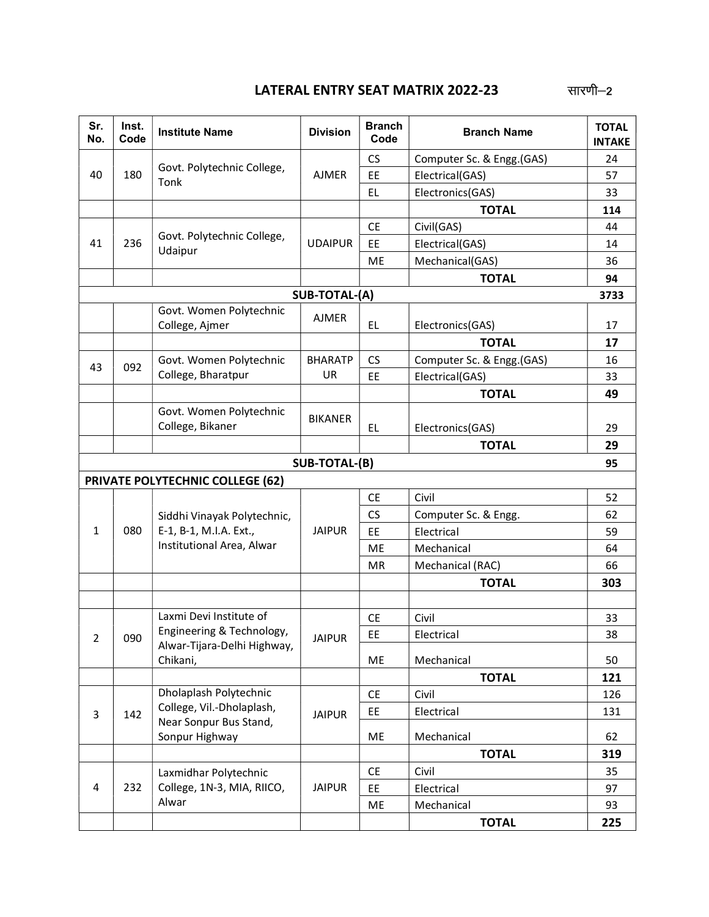## LATERAL ENTRY SEAT MATRIX 2022-23 सारणी–2

| Sr. No. | Inst. Code | Institute Name | Division | Branch Code | Branch Name | TOTAL INTAKE |
|---|---|---|---|---|---|---|
| 40 | 180 | Govt. Polytechnic College, Tonk | AJMER | CS | Computer Sc. & Engg.(GAS) | 24 |
| | | | | EE | Electrical(GAS) | 57 |
| | | | | EL | Electronics(GAS) | 33 |
| | | | | | **TOTAL** | **114** |
| 41 | 236 | Govt. Polytechnic College, Udaipur | UDAIPUR | CE | Civil(GAS) | 44 |
| | | | | EE | Electrical(GAS) | 14 |
| | | | | ME | Mechanical(GAS) | 36 |
| | | | | | **TOTAL** | **94** |
| | | | **SUB-TOTAL-(A)** | | | **3733** |
| | | Govt. Women Polytechnic College, Ajmer | AJMER | EL | Electronics(GAS) | 17 |
| | | | | | **TOTAL** | **17** |
| 43 | 092 | Govt. Women Polytechnic College, Bharatpur | BHARATPUR | CS | Computer Sc. & Engg.(GAS) | 16 |
| | | | | EE | Electrical(GAS) | 33 |
| | | | | | **TOTAL** | **49** |
| | | Govt. Women Polytechnic College, Bikaner | BIKANER | EL | Electronics(GAS) | 29 |
| | | | | | **TOTAL** | **29** |
| | | | **SUB-TOTAL-(B)** | | | **95** |
| **PRIVATE POLYTECHNIC COLLEGE (62)** | | | | | | |
| 1 | 080 | Siddhi Vinayak Polytechnic, E-1, B-1, M.I.A. Ext., Institutional Area, Alwar | JAIPUR | CE | Civil | 52 |
| | | | | CS | Computer Sc. & Engg. | 62 |
| | | | | EE | Electrical | 59 |
| | | | | ME | Mechanical | 64 |
| | | | | MR | Mechanical (RAC) | 66 |
| | | | | | **TOTAL** | **303** |
| | | | | | | |
| 2 | 090 | Laxmi Devi Institute of Engineering & Technology, Alwar-Tijara-Delhi Highway, Chikani, | JAIPUR | CE | Civil | 33 |
| | | | | EE | Electrical | 38 |
| | | | | ME | Mechanical | 50 |
| | | | | | **TOTAL** | **121** |
| 3 | 142 | Dholaplash Polytechnic College, Vil.-Dholaplash, Near Sonpur Bus Stand, Sonpur Highway | JAIPUR | CE | Civil | 126 |
| | | | | EE | Electrical | 131 |
| | | | | ME | Mechanical | 62 |
| | | | | | **TOTAL** | **319** |
| 4 | 232 | Laxmidhar Polytechnic College, 1N-3, MIA, RIICO, Alwar | JAIPUR | CE | Civil | 35 |
| | | | | EE | Electrical | 97 |
| | | | | ME | Mechanical | 93 |
| | | | | | **TOTAL** | **225** |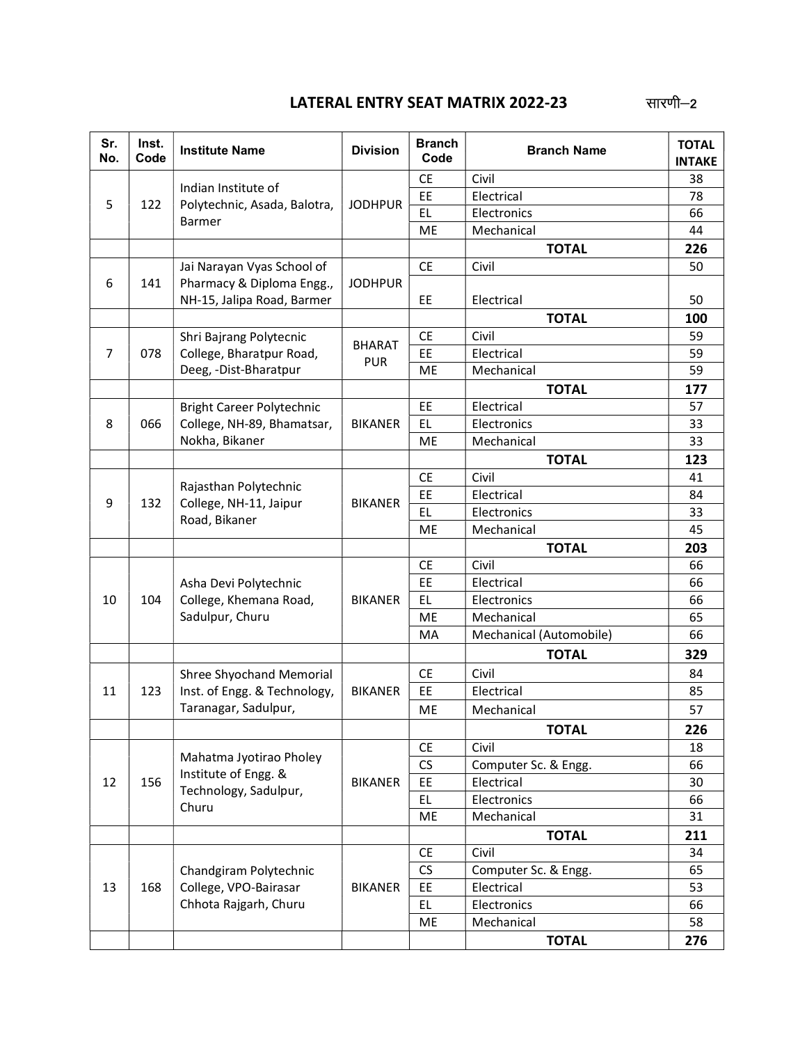## LATERAL ENTRY SEAT MATRIX 2022-23

सारणी–2

| Sr. No. | Inst. Code | Institute Name | Division | Branch Code | Branch Name | TOTAL INTAKE |
|---|---|---|---|---|---|---|
| 5 | 122 | Indian Institute of Polytechnic, Asada, Balotra, Barmer | JODHPUR | CE | Civil | 38 |
| | | | | EE | Electrical | 78 |
| | | | | EL | Electronics | 66 |
| | | | | ME | Mechanical | 44 |
| | | | | | **TOTAL** | **226** |
| 6 | 141 | Jai Narayan Vyas School of Pharmacy & Diploma Engg., NH-15, Jalipa Road, Barmer | JODHPUR | CE | Civil | 50 |
| | | | | EE | Electrical | 50 |
| | | | | | **TOTAL** | **100** |
| 7 | 078 | Shri Bajrang Polytecnic College, Bharatpur Road, Deeg, -Dist-Bharatpur | BHARAT PUR | CE | Civil | 59 |
| | | | | EE | Electrical | 59 |
| | | | | ME | Mechanical | 59 |
| | | | | | **TOTAL** | **177** |
| 8 | 066 | Bright Career Polytechnic College, NH-89, Bhamatsar, Nokha, Bikaner | BIKANER | EE | Electrical | 57 |
| | | | | EL | Electronics | 33 |
| | | | | ME | Mechanical | 33 |
| | | | | | **TOTAL** | **123** |
| 9 | 132 | Rajasthan Polytechnic College, NH-11, Jaipur Road, Bikaner | BIKANER | CE | Civil | 41 |
| | | | | EE | Electrical | 84 |
| | | | | EL | Electronics | 33 |
| | | | | ME | Mechanical | 45 |
| | | | | | **TOTAL** | **203** |
| 10 | 104 | Asha Devi Polytechnic College, Khemana Road, Sadulpur, Churu | BIKANER | CE | Civil | 66 |
| | | | | EE | Electrical | 66 |
| | | | | EL | Electronics | 66 |
| | | | | ME | Mechanical | 65 |
| | | | | MA | Mechanical (Automobile) | 66 |
| | | | | | **TOTAL** | **329** |
| 11 | 123 | Shree Shyochand Memorial Inst. of Engg. & Technology, Taranagar, Sadulpur, | BIKANER | CE | Civil | 84 |
| | | | | EE | Electrical | 85 |
| | | | | ME | Mechanical | 57 |
| | | | | | **TOTAL** | **226** |
| 12 | 156 | Mahatma Jyotirao Pholey Institute of Engg. & Technology, Sadulpur, Churu | BIKANER | CE | Civil | 18 |
| | | | | CS | Computer Sc. & Engg. | 66 |
| | | | | EE | Electrical | 30 |
| | | | | EL | Electronics | 66 |
| | | | | ME | Mechanical | 31 |
| | | | | | **TOTAL** | **211** |
| 13 | 168 | Chandgiram Polytechnic College, VPO-Bairasar Chhota Rajgarh, Churu | BIKANER | CE | Civil | 34 |
| | | | | CS | Computer Sc. & Engg. | 65 |
| | | | | EE | Electrical | 53 |
| | | | | EL | Electronics | 66 |
| | | | | ME | Mechanical | 58 |
| | | | | | **TOTAL** | **276** |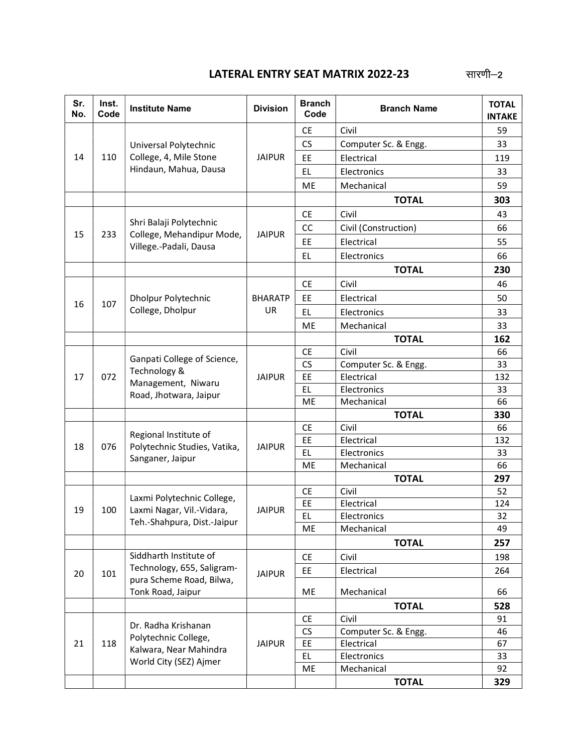## LATERAL ENTRY SEAT MATRIX 2022-23

सारणी–2

| Sr. No. | Inst. Code | Institute Name | Division | Branch Code | Branch Name | TOTAL INTAKE |
|---|---|---|---|---|---|---|
| 14 | 110 | Universal Polytechnic College, 4, Mile Stone Hindaun, Mahua, Dausa | JAIPUR | CE | Civil | 59 |
| | | | | CS | Computer Sc. & Engg. | 33 |
| | | | | EE | Electrical | 119 |
| | | | | EL | Electronics | 33 |
| | | | | ME | Mechanical | 59 |
| | | | | | **TOTAL** | **303** |
| 15 | 233 | Shri Balaji Polytechnic College, Mehandipur Mode, Villege.-Padali, Dausa | JAIPUR | CE | Civil | 43 |
| | | | | CC | Civil (Construction) | 66 |
| | | | | EE | Electrical | 55 |
| | | | | EL | Electronics | 66 |
| | | | | | **TOTAL** | **230** |
| 16 | 107 | Dholpur Polytechnic College, Dholpur | BHARATPUR | CE | Civil | 46 |
| | | | | EE | Electrical | 50 |
| | | | | EL | Electronics | 33 |
| | | | | ME | Mechanical | 33 |
| | | | | | **TOTAL** | **162** |
| 17 | 072 | Ganpati College of Science, Technology & Management, Niwaru Road, Jhotwara, Jaipur | JAIPUR | CE | Civil | 66 |
| | | | | CS | Computer Sc. & Engg. | 33 |
| | | | | EE | Electrical | 132 |
| | | | | EL | Electronics | 33 |
| | | | | ME | Mechanical | 66 |
| | | | | | **TOTAL** | **330** |
| 18 | 076 | Regional Institute of Polytechnic Studies, Vatika, Sanganer, Jaipur | JAIPUR | CE | Civil | 66 |
| | | | | EE | Electrical | 132 |
| | | | | EL | Electronics | 33 |
| | | | | ME | Mechanical | 66 |
| | | | | | **TOTAL** | **297** |
| 19 | 100 | Laxmi Polytechnic College, Laxmi Nagar, Vil.-Vidara, Teh.-Shahpura, Dist.-Jaipur | JAIPUR | CE | Civil | 52 |
| | | | | EE | Electrical | 124 |
| | | | | EL | Electronics | 32 |
| | | | | ME | Mechanical | 49 |
| | | | | | **TOTAL** | **257** |
| 20 | 101 | Siddharth Institute of Technology, 655, Saligram-pura Scheme Road, Bilwa, Tonk Road, Jaipur | JAIPUR | CE | Civil | 198 |
| | | | | EE | Electrical | 264 |
| | | | | ME | Mechanical | 66 |
| | | | | | **TOTAL** | **528** |
| 21 | 118 | Dr. Radha Krishanan Polytechnic College, Kalwara, Near Mahindra World City (SEZ) Ajmer | JAIPUR | CE | Civil | 91 |
| | | | | CS | Computer Sc. & Engg. | 46 |
| | | | | EE | Electrical | 67 |
| | | | | EL | Electronics | 33 |
| | | | | ME | Mechanical | 92 |
| | | | | | **TOTAL** | **329** |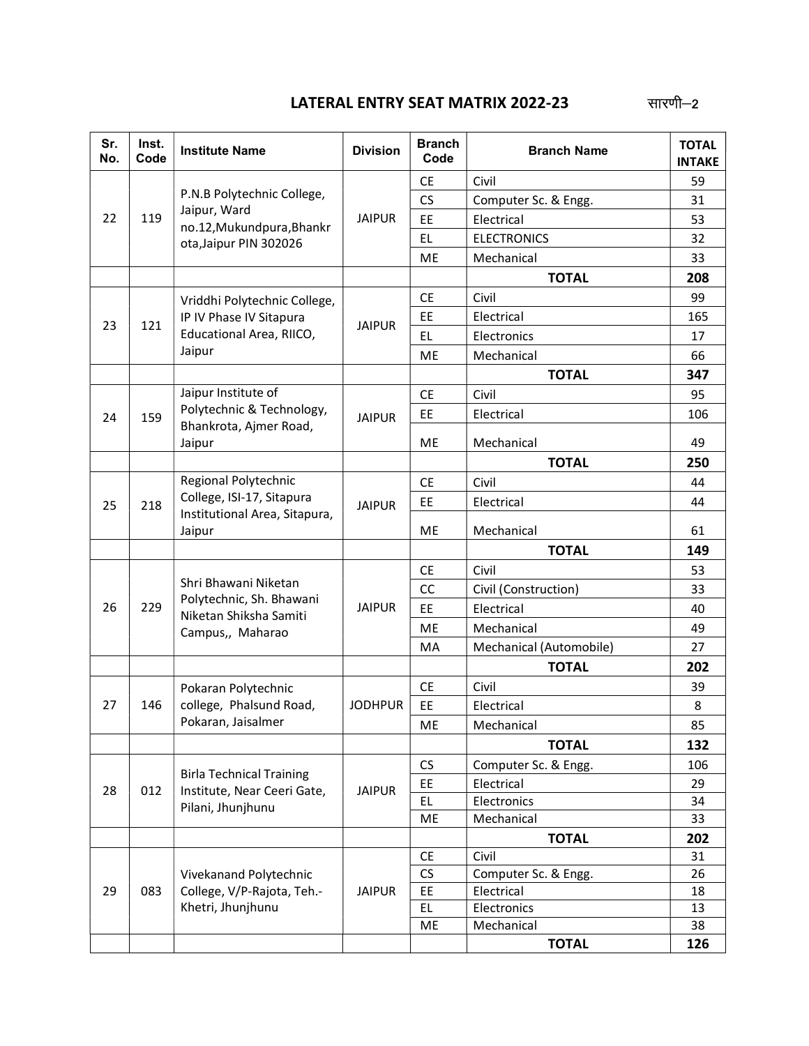## LATERAL ENTRY SEAT MATRIX 2022-23 सारणी–2

| Sr. No. | Inst. Code | Institute Name | Division | Branch Code | Branch Name | TOTAL INTAKE |
|---|---|---|---|---|---|---|
| 22 | 119 | P.N.B Polytechnic College, Jaipur, Ward no.12,Mukundpura,Bhankrota,Jaipur PIN 302026 | JAIPUR | CE | Civil | 59 |
| | | | | CS | Computer Sc. & Engg. | 31 |
| | | | | EE | Electrical | 53 |
| | | | | EL | ELECTRONICS | 32 |
| | | | | ME | Mechanical | 33 |
| | | | | | **TOTAL** | **208** |
| 23 | 121 | Vriddhi Polytechnic College, IP IV Phase IV Sitapura Educational Area, RIICO, Jaipur | JAIPUR | CE | Civil | 99 |
| | | | | EE | Electrical | 165 |
| | | | | EL | Electronics | 17 |
| | | | | ME | Mechanical | 66 |
| | | | | | **TOTAL** | **347** |
| 24 | 159 | Jaipur Institute of Polytechnic & Technology, Bhankrota, Ajmer Road, Jaipur | JAIPUR | CE | Civil | 95 |
| | | | | EE | Electrical | 106 |
| | | | | ME | Mechanical | 49 |
| | | | | | **TOTAL** | **250** |
| 25 | 218 | Regional Polytechnic College, ISI-17, Sitapura Institutional Area, Sitapura, Jaipur | JAIPUR | CE | Civil | 44 |
| | | | | EE | Electrical | 44 |
| | | | | ME | Mechanical | 61 |
| | | | | | **TOTAL** | **149** |
| 26 | 229 | Shri Bhawani Niketan Polytechnic, Sh. Bhawani Niketan Shiksha Samiti Campus,, Maharao | JAIPUR | CE | Civil | 53 |
| | | | | CC | Civil (Construction) | 33 |
| | | | | EE | Electrical | 40 |
| | | | | ME | Mechanical | 49 |
| | | | | MA | Mechanical (Automobile) | 27 |
| | | | | | **TOTAL** | **202** |
| 27 | 146 | Pokaran Polytechnic college, Phalsund Road, Pokaran, Jaisalmer | JODHPUR | CE | Civil | 39 |
| | | | | EE | Electrical | 8 |
| | | | | ME | Mechanical | 85 |
| | | | | | **TOTAL** | **132** |
| 28 | 012 | Birla Technical Training Institute, Near Ceeri Gate, Pilani, Jhunjhunu | JAIPUR | CS | Computer Sc. & Engg. | 106 |
| | | | | EE | Electrical | 29 |
| | | | | EL | Electronics | 34 |
| | | | | ME | Mechanical | 33 |
| | | | | | **TOTAL** | **202** |
| 29 | 083 | Vivekanand Polytechnic College, V/P-Rajota, Teh.-Khetri, Jhunjhunu | JAIPUR | CE | Civil | 31 |
| | | | | CS | Computer Sc. & Engg. | 26 |
| | | | | EE | Electrical | 18 |
| | | | | EL | Electronics | 13 |
| | | | | ME | Mechanical | 38 |
| | | | | | **TOTAL** | **126** |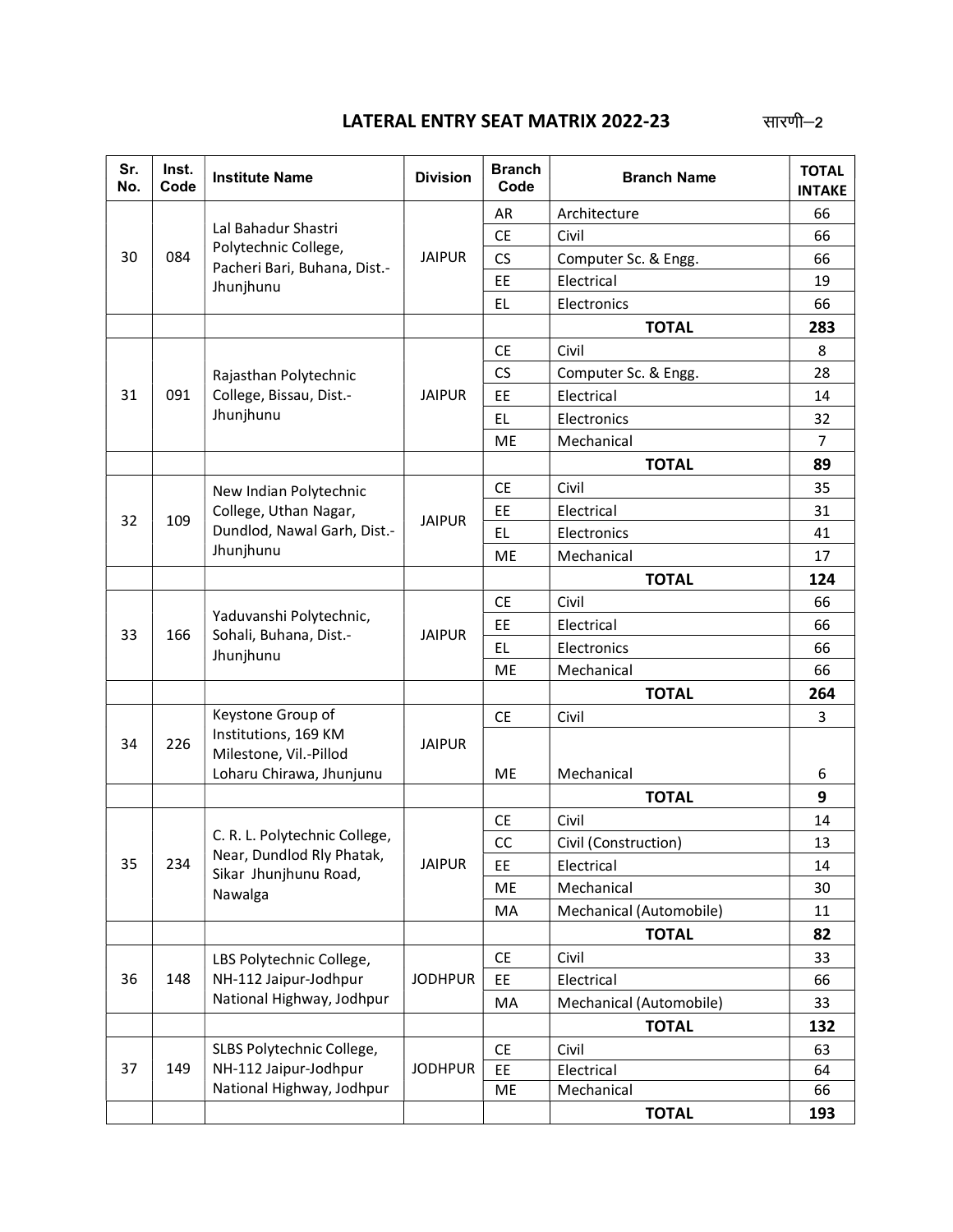## LATERAL ENTRY SEAT MATRIX 2022-23 सारणी–2

| Sr. No. | Inst. Code | Institute Name | Division | Branch Code | Branch Name | TOTAL INTAKE |
|---|---|---|---|---|---|---|
| 30 | 084 | Lal Bahadur Shastri Polytechnic College, Pacheri Bari, Buhana, Dist.-Jhunjhunu | JAIPUR | AR | Architecture | 66 |
| | | | | CE | Civil | 66 |
| | | | | CS | Computer Sc. & Engg. | 66 |
| | | | | EE | Electrical | 19 |
| | | | | EL | Electronics | 66 |
| | | | | | **TOTAL** | **283** |
| 31 | 091 | Rajasthan Polytechnic College, Bissau, Dist.-Jhunjhunu | JAIPUR | CE | Civil | 8 |
| | | | | CS | Computer Sc. & Engg. | 28 |
| | | | | EE | Electrical | 14 |
| | | | | EL | Electronics | 32 |
| | | | | ME | Mechanical | 7 |
| | | | | | **TOTAL** | **89** |
| 32 | 109 | New Indian Polytechnic College, Uthan Nagar, Dundlod, Nawal Garh, Dist.-Jhunjhunu | JAIPUR | CE | Civil | 35 |
| | | | | EE | Electrical | 31 |
| | | | | EL | Electronics | 41 |
| | | | | ME | Mechanical | 17 |
| | | | | | **TOTAL** | **124** |
| 33 | 166 | Yaduvanshi Polytechnic, Sohali, Buhana, Dist.-Jhunjhunu | JAIPUR | CE | Civil | 66 |
| | | | | EE | Electrical | 66 |
| | | | | EL | Electronics | 66 |
| | | | | ME | Mechanical | 66 |
| | | | | | **TOTAL** | **264** |
| 34 | 226 | Keystone Group of Institutions, 169 KM Milestone, Vil.-Pillod Loharu Chirawa, Jhunjunu | JAIPUR | CE | Civil | 3 |
| | | | | ME | Mechanical | 6 |
| | | | | | **TOTAL** | **9** |
| 35 | 234 | C. R. L. Polytechnic College, Near, Dundlod Rly Phatak, Sikar Jhunjhunu Road, Nawalga | JAIPUR | CE | Civil | 14 |
| | | | | CC | Civil (Construction) | 13 |
| | | | | EE | Electrical | 14 |
| | | | | ME | Mechanical | 30 |
| | | | | MA | Mechanical (Automobile) | 11 |
| | | | | | **TOTAL** | **82** |
| 36 | 148 | LBS Polytechnic College, NH-112 Jaipur-Jodhpur National Highway, Jodhpur | JODHPUR | CE | Civil | 33 |
| | | | | EE | Electrical | 66 |
| | | | | MA | Mechanical (Automobile) | 33 |
| | | | | | **TOTAL** | **132** |
| 37 | 149 | SLBS Polytechnic College, NH-112 Jaipur-Jodhpur National Highway, Jodhpur | JODHPUR | CE | Civil | 63 |
| | | | | EE | Electrical | 64 |
| | | | | ME | Mechanical | 66 |
| | | | | | **TOTAL** | **193** |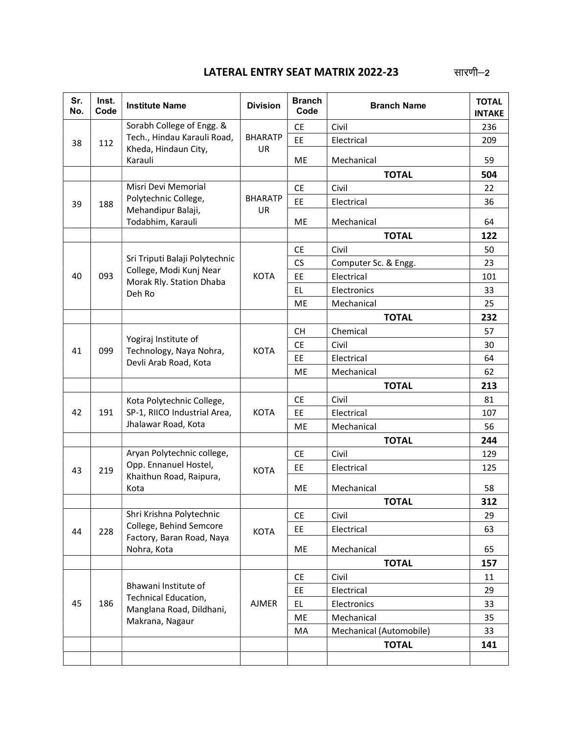## LATERAL ENTRY SEAT MATRIX 2022-23 सारणी–2

| Sr. No. | Inst. Code | Institute Name | Division | Branch Code | Branch Name | TOTAL INTAKE |
|---|---|---|---|---|---|---|
| 38 | 112 | Sorabh College of Engg. & Tech., Hindau Karauli Road, Kheda, Hindaun City, Karauli | BHARATPUR | CE | Civil | 236 |
| | | | | EE | Electrical | 209 |
| | | | | ME | Mechanical | 59 |
| | | | | | **TOTAL** | **504** |
| 39 | 188 | Misri Devi Memorial Polytechnic College, Mehandipur Balaji, Todabhim, Karauli | BHARATPUR | CE | Civil | 22 |
| | | | | EE | Electrical | 36 |
| | | | | ME | Mechanical | 64 |
| | | | | | **TOTAL** | **122** |
| 40 | 093 | Sri Triputi Balaji Polytechnic College, Modi Kunj Near Morak Rly. Station Dhaba Deh Ro | KOTA | CE | Civil | 50 |
| | | | | CS | Computer Sc. & Engg. | 23 |
| | | | | EE | Electrical | 101 |
| | | | | EL | Electronics | 33 |
| | | | | ME | Mechanical | 25 |
| | | | | | **TOTAL** | **232** |
| 41 | 099 | Yogiraj Institute of Technology, Naya Nohra, Devli Arab Road, Kota | KOTA | CH | Chemical | 57 |
| | | | | CE | Civil | 30 |
| | | | | EE | Electrical | 64 |
| | | | | ME | Mechanical | 62 |
| | | | | | **TOTAL** | **213** |
| 42 | 191 | Kota Polytechnic College, SP-1, RIICO Industrial Area, Jhalawar Road, Kota | KOTA | CE | Civil | 81 |
| | | | | EE | Electrical | 107 |
| | | | | ME | Mechanical | 56 |
| | | | | | **TOTAL** | **244** |
| 43 | 219 | Aryan Polytechnic college, Opp. Ennanuel Hostel, Khaithun Road, Raipura, Kota | KOTA | CE | Civil | 129 |
| | | | | EE | Electrical | 125 |
| | | | | ME | Mechanical | 58 |
| | | | | | **TOTAL** | **312** |
| 44 | 228 | Shri Krishna Polytechnic College, Behind Semcore Factory, Baran Road, Naya Nohra, Kota | KOTA | CE | Civil | 29 |
| | | | | EE | Electrical | 63 |
| | | | | ME | Mechanical | 65 |
| | | | | | **TOTAL** | **157** |
| 45 | 186 | Bhawani Institute of Technical Education, Manglana Road, Dildhani, Makrana, Nagaur | AJMER | CE | Civil | 11 |
| | | | | EE | Electrical | 29 |
| | | | | EL | Electronics | 33 |
| | | | | ME | Mechanical | 35 |
| | | | | MA | Mechanical (Automobile) | 33 |
| | | | | | **TOTAL** | **141** |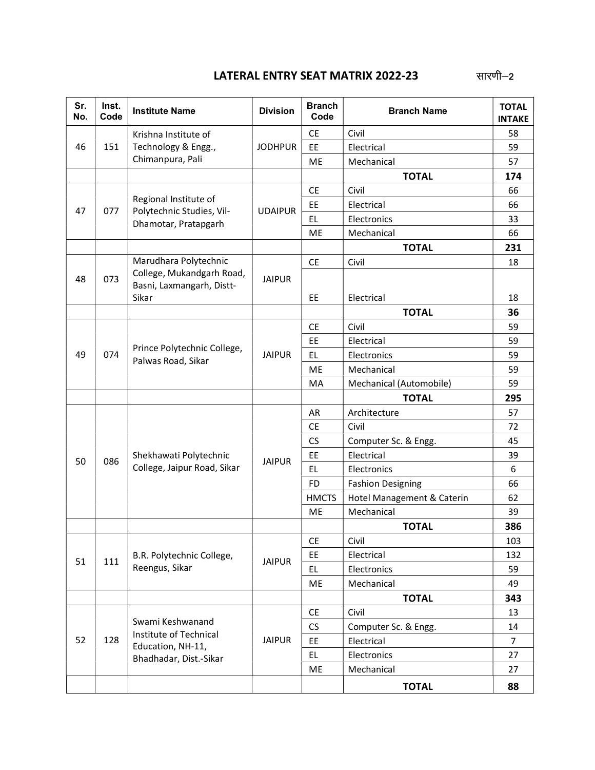## LATERAL ENTRY SEAT MATRIX 2022-23

सारणी–2

| Sr. No. | Inst. Code | Institute Name | Division | Branch Code | Branch Name | TOTAL INTAKE |
|---|---|---|---|---|---|---|
| 46 | 151 | Krishna Institute of Technology & Engg., Chimanpura, Pali | JODHPUR | CE | Civil | 58 |
| | | | | EE | Electrical | 59 |
| | | | | ME | Mechanical | 57 |
| | | | | | **TOTAL** | **174** |
| 47 | 077 | Regional Institute of Polytechnic Studies, Vil-Dhamotar, Pratapgarh | UDAIPUR | CE | Civil | 66 |
| | | | | EE | Electrical | 66 |
| | | | | EL | Electronics | 33 |
| | | | | ME | Mechanical | 66 |
| | | | | | **TOTAL** | **231** |
| 48 | 073 | Marudhara Polytechnic College, Mukandgarh Road, Basni, Laxmangarh, Distt-Sikar | JAIPUR | CE | Civil | 18 |
| | | | | EE | Electrical | 18 |
| | | | | | **TOTAL** | **36** |
| 49 | 074 | Prince Polytechnic College, Palwas Road, Sikar | JAIPUR | CE | Civil | 59 |
| | | | | EE | Electrical | 59 |
| | | | | EL | Electronics | 59 |
| | | | | ME | Mechanical | 59 |
| | | | | MA | Mechanical (Automobile) | 59 |
| | | | | | **TOTAL** | **295** |
| 50 | 086 | Shekhawati Polytechnic College, Jaipur Road, Sikar | JAIPUR | AR | Architecture | 57 |
| | | | | CE | Civil | 72 |
| | | | | CS | Computer Sc. & Engg. | 45 |
| | | | | EE | Electrical | 39 |
| | | | | EL | Electronics | 6 |
| | | | | FD | Fashion Designing | 66 |
| | | | | HMCTS | Hotel Management & Caterin | 62 |
| | | | | ME | Mechanical | 39 |
| | | | | | **TOTAL** | **386** |
| 51 | 111 | B.R. Polytechnic College, Reengus, Sikar | JAIPUR | CE | Civil | 103 |
| | | | | EE | Electrical | 132 |
| | | | | EL | Electronics | 59 |
| | | | | ME | Mechanical | 49 |
| | | | | | **TOTAL** | **343** |
| 52 | 128 | Swami Keshwanand Institute of Technical Education, NH-11, Bhadhadar, Dist.-Sikar | JAIPUR | CE | Civil | 13 |
| | | | | CS | Computer Sc. & Engg. | 14 |
| | | | | EE | Electrical | 7 |
| | | | | EL | Electronics | 27 |
| | | | | ME | Mechanical | 27 |
| | | | | | **TOTAL** | **88** |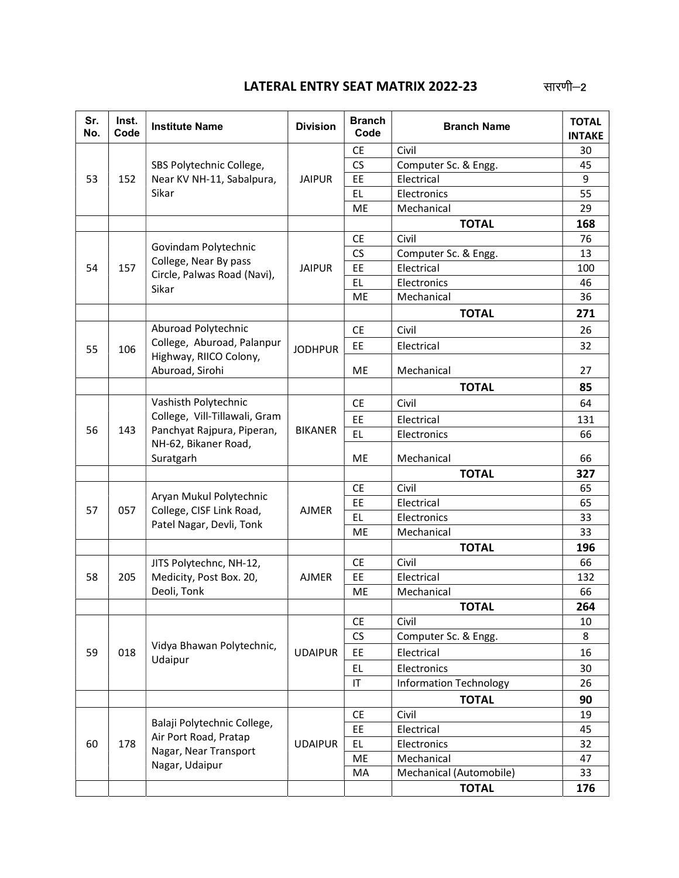## LATERAL ENTRY SEAT MATRIX 2022-23 सारणी–2

| Sr. No. | Inst. Code | Institute Name | Division | Branch Code | Branch Name | TOTAL INTAKE |
|---|---|---|---|---|---|---|
| 53 | 152 | SBS Polytechnic College, Near KV NH-11, Sabalpura, Sikar | JAIPUR | CE | Civil | 30 |
| | | | | CS | Computer Sc. & Engg. | 45 |
| | | | | EE | Electrical | 9 |
| | | | | EL | Electronics | 55 |
| | | | | ME | Mechanical | 29 |
| | | | | | **TOTAL** | **168** |
| 54 | 157 | Govindam Polytechnic College, Near By pass Circle, Palwas Road (Navi), Sikar | JAIPUR | CE | Civil | 76 |
| | | | | CS | Computer Sc. & Engg. | 13 |
| | | | | EE | Electrical | 100 |
| | | | | EL | Electronics | 46 |
| | | | | ME | Mechanical | 36 |
| | | | | | **TOTAL** | **271** |
| 55 | 106 | Aburoad Polytechnic College, Aburoad, Palanpur Highway, RIICO Colony, Aburoad, Sirohi | JODHPUR | CE | Civil | 26 |
| | | | | EE | Electrical | 32 |
| | | | | ME | Mechanical | 27 |
| | | | | | **TOTAL** | **85** |
| 56 | 143 | Vashisth Polytechnic College, Vill-Tillawali, Gram Panchyat Rajpura, Piperan, NH-62, Bikaner Road, Suratgarh | BIKANER | CE | Civil | 64 |
| | | | | EE | Electrical | 131 |
| | | | | EL | Electronics | 66 |
| | | | | ME | Mechanical | 66 |
| | | | | | **TOTAL** | **327** |
| 57 | 057 | Aryan Mukul Polytechnic College, CISF Link Road, Patel Nagar, Devli, Tonk | AJMER | CE | Civil | 65 |
| | | | | EE | Electrical | 65 |
| | | | | EL | Electronics | 33 |
| | | | | ME | Mechanical | 33 |
| | | | | | **TOTAL** | **196** |
| 58 | 205 | JITS Polytechnc, NH-12, Medicity, Post Box. 20, Deoli, Tonk | AJMER | CE | Civil | 66 |
| | | | | EE | Electrical | 132 |
| | | | | ME | Mechanical | 66 |
| | | | | | **TOTAL** | **264** |
| 59 | 018 | Vidya Bhawan Polytechnic, Udaipur | UDAIPUR | CE | Civil | 10 |
| | | | | CS | Computer Sc. & Engg. | 8 |
| | | | | EE | Electrical | 16 |
| | | | | EL | Electronics | 30 |
| | | | | IT | Information Technology | 26 |
| | | | | | **TOTAL** | **90** |
| 60 | 178 | Balaji Polytechnic College, Air Port Road, Pratap Nagar, Near Transport Nagar, Udaipur | UDAIPUR | CE | Civil | 19 |
| | | | | EE | Electrical | 45 |
| | | | | EL | Electronics | 32 |
| | | | | ME | Mechanical | 47 |
| | | | | MA | Mechanical (Automobile) | 33 |
| | | | | | **TOTAL** | **176** |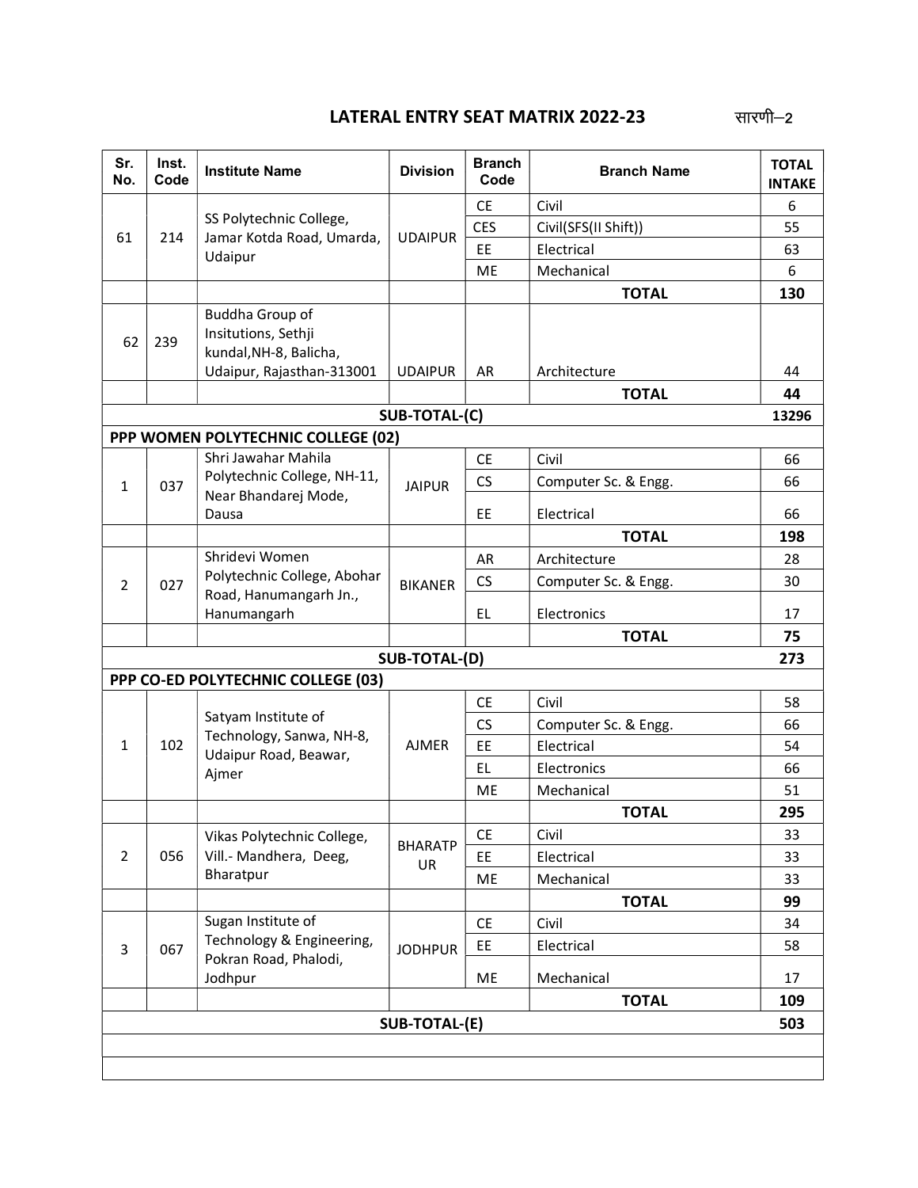## LATERAL ENTRY SEAT MATRIX 2022-23 सारणी–2

| Sr. No. | Inst. Code | Institute Name | Division | Branch Code | Branch Name | TOTAL INTAKE |
|---|---|---|---|---|---|---|
| 61 | 214 | SS Polytechnic College, Jamar Kotda Road, Umarda, Udaipur | UDAIPUR | CE | Civil | 6 |
| | | | | CES | Civil(SFS(II Shift)) | 55 |
| | | | | EE | Electrical | 63 |
| | | | | ME | Mechanical | 6 |
| | | | | | **TOTAL** | **130** |
| 62 | 239 | Buddha Group of Insitutions, Sethji kundal,NH-8, Balicha, Udaipur, Rajasthan-313001 | UDAIPUR | AR | Architecture | 44 |
| | | | | | **TOTAL** | **44** |
| **SUB-TOTAL-(C)** | | | | | | **13296** |
| **PPP WOMEN POLYTECHNIC COLLEGE (02)** | | | | | | |
| 1 | 037 | Shri Jawahar Mahila Polytechnic College, NH-11, Near Bhandarej Mode, Dausa | JAIPUR | CE | Civil | 66 |
| | | | | CS | Computer Sc. & Engg. | 66 |
| | | | | EE | Electrical | 66 |
| | | | | | **TOTAL** | **198** |
| 2 | 027 | Shridevi Women Polytechnic College, Abohar Road, Hanumangarh Jn., Hanumangarh | BIKANER | AR | Architecture | 28 |
| | | | | CS | Computer Sc. & Engg. | 30 |
| | | | | EL | Electronics | 17 |
| | | | | | **TOTAL** | **75** |
| **SUB-TOTAL-(D)** | | | | | | **273** |
| **PPP CO-ED POLYTECHNIC COLLEGE (03)** | | | | | | |
| 1 | 102 | Satyam Institute of Technology, Sanwa, NH-8, Udaipur Road, Beawar, Ajmer | AJMER | CE | Civil | 58 |
| | | | | CS | Computer Sc. & Engg. | 66 |
| | | | | EE | Electrical | 54 |
| | | | | EL | Electronics | 66 |
| | | | | ME | Mechanical | 51 |
| | | | | | **TOTAL** | **295** |
| 2 | 056 | Vikas Polytechnic College, Vill.- Mandhera, Deeg, Bharatpur | BHARATPUR | CE | Civil | 33 |
| | | | | EE | Electrical | 33 |
| | | | | ME | Mechanical | 33 |
| | | | | | **TOTAL** | **99** |
| 3 | 067 | Sugan Institute of Technology & Engineering, Pokran Road, Phalodi, Jodhpur | JODHPUR | CE | Civil | 34 |
| | | | | EE | Electrical | 58 |
| | | | | ME | Mechanical | 17 |
| | | | | | **TOTAL** | **109** |
| **SUB-TOTAL-(E)** | | | | | | **503** |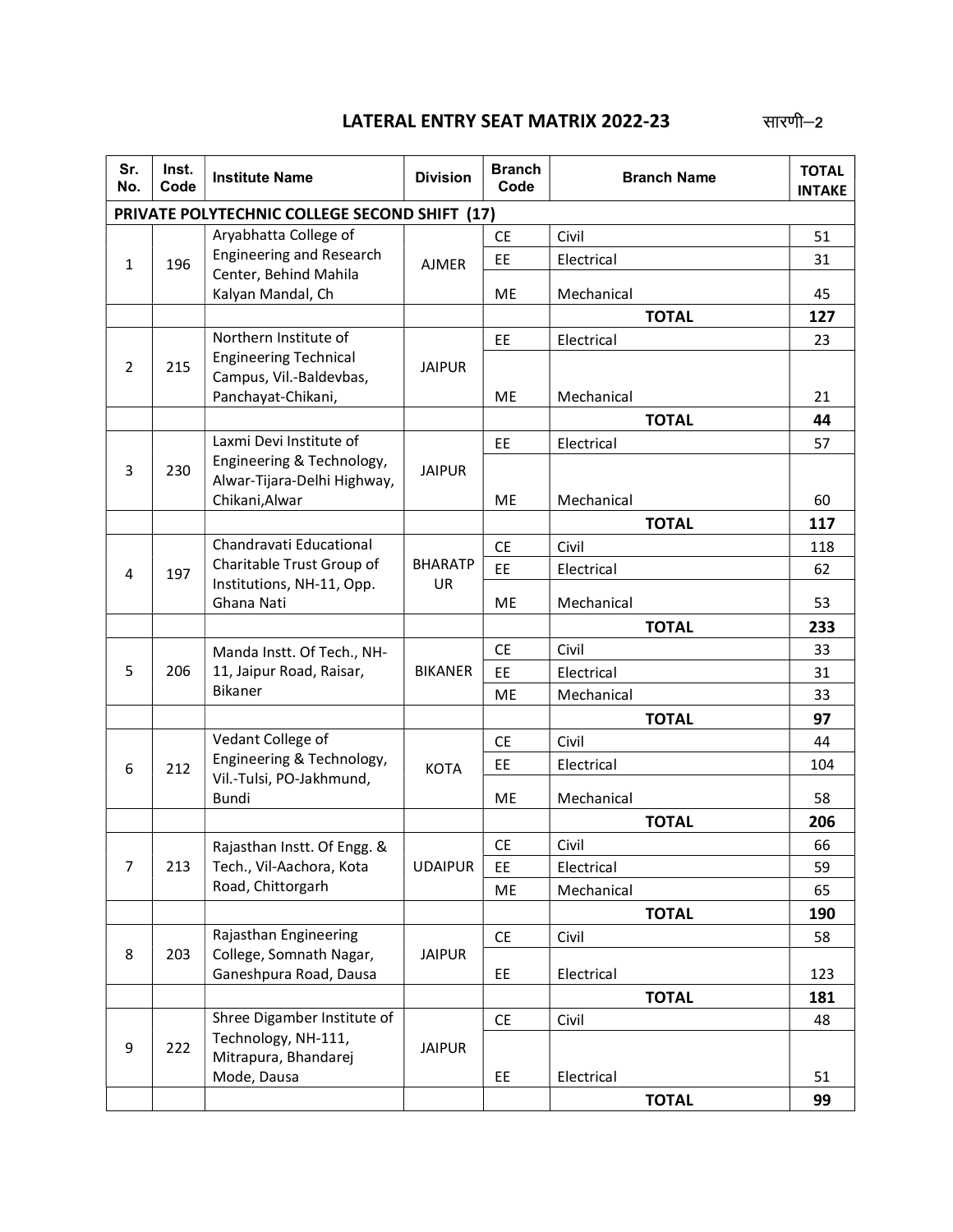## LATERAL ENTRY SEAT MATRIX 2022-23 सारणी–2

| Sr. No. | Inst. Code | Institute Name | Division | Branch Code | Branch Name | TOTAL INTAKE |
|---|---|---|---|---|---|---|
| **PRIVATE POLYTECHNIC COLLEGE SECOND SHIFT (17)** | | | | | | |
| 1 | 196 | Aryabhatta College of Engineering and Research Center, Behind Mahila Kalyan Mandal, Ch | AJMER | CE | Civil | 51 |
| | | | | EE | Electrical | 31 |
| | | | | ME | Mechanical | 45 |
| | | | | | **TOTAL** | **127** |
| 2 | 215 | Northern Institute of Engineering Technical Campus, Vil.-Baldevbas, Panchayat-Chikani, | JAIPUR | EE | Electrical | 23 |
| | | | | ME | Mechanical | 21 |
| | | | | | **TOTAL** | **44** |
| 3 | 230 | Laxmi Devi Institute of Engineering & Technology, Alwar-Tijara-Delhi Highway, Chikani,Alwar | JAIPUR | EE | Electrical | 57 |
| | | | | ME | Mechanical | 60 |
| | | | | | **TOTAL** | **117** |
| 4 | 197 | Chandravati Educational Charitable Trust Group of Institutions, NH-11, Opp. Ghana Nati | BHARATPUR | CE | Civil | 118 |
| | | | | EE | Electrical | 62 |
| | | | | ME | Mechanical | 53 |
| | | | | | **TOTAL** | **233** |
| 5 | 206 | Manda Instt. Of Tech., NH-11, Jaipur Road, Raisar, Bikaner | BIKANER | CE | Civil | 33 |
| | | | | EE | Electrical | 31 |
| | | | | ME | Mechanical | 33 |
| | | | | | **TOTAL** | **97** |
| 6 | 212 | Vedant College of Engineering & Technology, Vil.-Tulsi, PO-Jakhmund, Bundi | KOTA | CE | Civil | 44 |
| | | | | EE | Electrical | 104 |
| | | | | ME | Mechanical | 58 |
| | | | | | **TOTAL** | **206** |
| 7 | 213 | Rajasthan Instt. Of Engg. & Tech., Vil-Aachora, Kota Road, Chittorgarh | UDAIPUR | CE | Civil | 66 |
| | | | | EE | Electrical | 59 |
| | | | | ME | Mechanical | 65 |
| | | | | | **TOTAL** | **190** |
| 8 | 203 | Rajasthan Engineering College, Somnath Nagar, Ganeshpura Road, Dausa | JAIPUR | CE | Civil | 58 |
| | | | | EE | Electrical | 123 |
| | | | | | **TOTAL** | **181** |
| 9 | 222 | Shree Digamber Institute of Technology, NH-111, Mitrapura, Bhandarej Mode, Dausa | JAIPUR | CE | Civil | 48 |
| | | | | EE | Electrical | 51 |
| | | | | | **TOTAL** | **99** |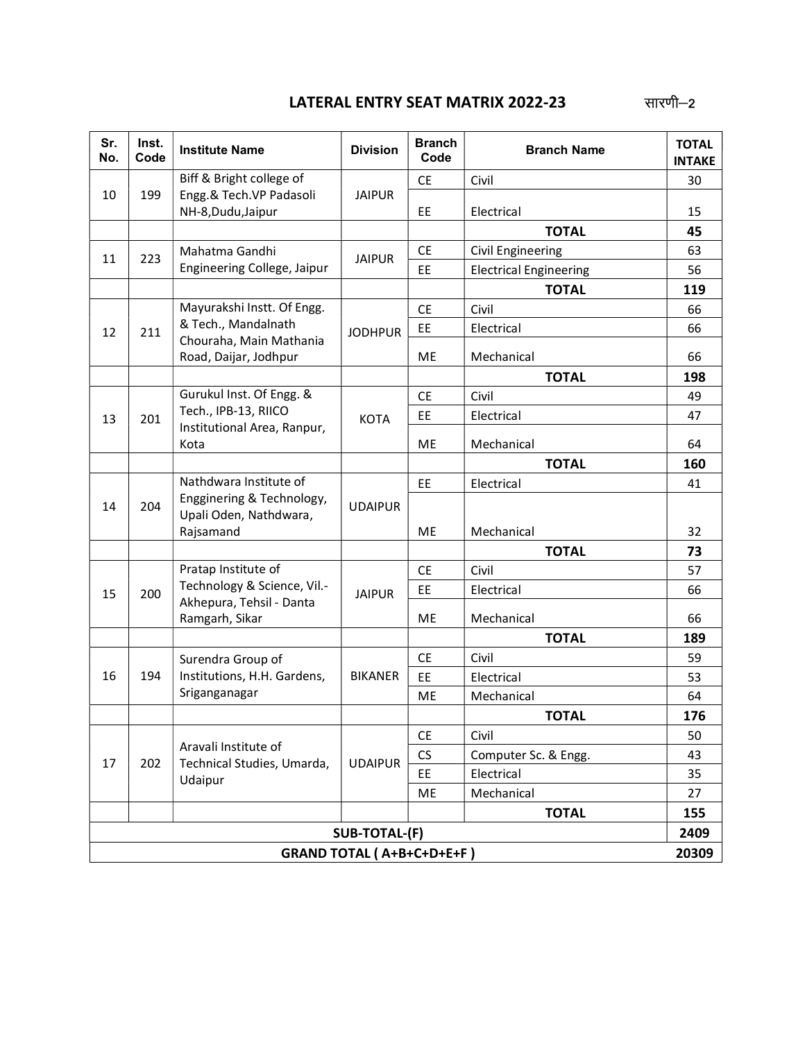## LATERAL ENTRY SEAT MATRIX 2022-23

सारणी–2

| Sr. No. | Inst. Code | Institute Name | Division | Branch Code | Branch Name | TOTAL INTAKE |
|---|---|---|---|---|---|---|
| 10 | 199 | Biff & Bright college of Engg.& Tech.VP Padasoli NH-8,Dudu,Jaipur | JAIPUR | CE | Civil | 30 |
| | | | | EE | Electrical | 15 |
| | | | | | **TOTAL** | **45** |
| 11 | 223 | Mahatma Gandhi Engineering College, Jaipur | JAIPUR | CE | Civil Engineering | 63 |
| | | | | EE | Electrical Engineering | 56 |
| | | | | | **TOTAL** | **119** |
| 12 | 211 | Mayurakshi Instt. Of Engg. & Tech., Mandalnath Chouraha, Main Mathania Road, Daijar, Jodhpur | JODHPUR | CE | Civil | 66 |
| | | | | EE | Electrical | 66 |
| | | | | ME | Mechanical | 66 |
| | | | | | **TOTAL** | **198** |
| 13 | 201 | Gurukul Inst. Of Engg. & Tech., IPB-13, RIICO Institutional Area, Ranpur, Kota | KOTA | CE | Civil | 49 |
| | | | | EE | Electrical | 47 |
| | | | | ME | Mechanical | 64 |
| | | | | | **TOTAL** | **160** |
| 14 | 204 | Nathdwara Institute of Engginering & Technology, Upali Oden, Nathdwara, Rajsamand | UDAIPUR | EE | Electrical | 41 |
| | | | | ME | Mechanical | 32 |
| | | | | | **TOTAL** | **73** |
| 15 | 200 | Pratap Institute of Technology & Science, Vil.-Akhepura, Tehsil - Danta Ramgarh, Sikar | JAIPUR | CE | Civil | 57 |
| | | | | EE | Electrical | 66 |
| | | | | ME | Mechanical | 66 |
| | | | | | **TOTAL** | **189** |
| 16 | 194 | Surendra Group of Institutions, H.H. Gardens, Sriganganagar | BIKANER | CE | Civil | 59 |
| | | | | EE | Electrical | 53 |
| | | | | ME | Mechanical | 64 |
| | | | | | **TOTAL** | **176** |
| 17 | 202 | Aravali Institute of Technical Studies, Umarda, Udaipur | UDAIPUR | CE | Civil | 50 |
| | | | | CS | Computer Sc. & Engg. | 43 |
| | | | | EE | Electrical | 35 |
| | | | | ME | Mechanical | 27 |
| | | | | | **TOTAL** | **155** |
| **SUB-TOTAL-(F)** | | | | | | **2409** |
| **GRAND TOTAL ( A+B+C+D+E+F )** | | | | | | **20309** |